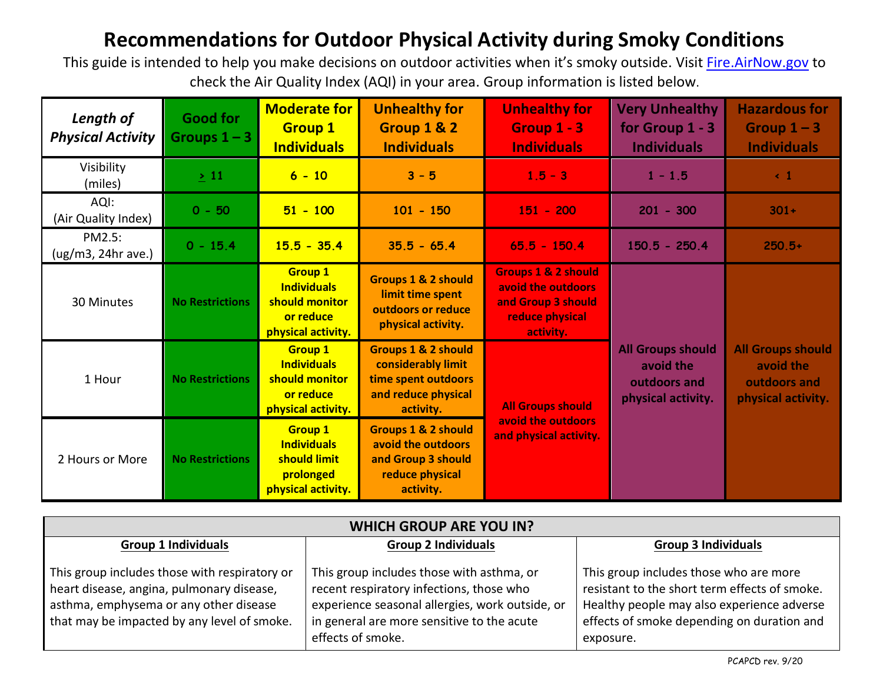# Recommendations for Outdoor Physical Activity during Smoky Conditions

This guide is intended to help you make decisions on outdoor activities when it's smoky outside. Visit Fire.AirNow.gov to check the Air Quality Index (AQI) in your area. Group information is listed below.

| *Length of Physical Activity* | Good for Groups 1 – 3 | Moderate for Group 1 Individuals | Unhealthy for Group 1 & 2 Individuals | Unhealthy for Group 1 - 3 Individuals | Very Unhealthy for Group 1 - 3 Individuals | Hazardous for Group 1 – 3 Individuals |
|---|---|---|---|---|---|---|
| Visibility (miles) | ≥ 11 | 6 - 10 | 3 - 5 | 1.5 - 3 | 1 - 1.5 | < 1 |
| AQI: (Air Quality Index) | 0 - 50 | 51 - 100 | 101 - 150 | 151 - 200 | 201 - 300 | 301+ |
| PM2.5: (ug/m3, 24hr ave.) | 0 - 15.4 | 15.5 - 35.4 | 35.5 - 65.4 | 65.5 - 150.4 | 150.5 - 250.4 | 250.5+ |
| 30 Minutes | **No Restrictions** | **Group 1 Individuals should monitor or reduce physical activity.** | **Groups 1 & 2 should limit time spent outdoors or reduce physical activity.** | **Groups 1 & 2 should avoid the outdoors and Group 3 should reduce physical activity.** | **All Groups should avoid the outdoors and physical activity.** | **All Groups should avoid the outdoors and physical activity.** |
| 1 Hour | **No Restrictions** | **Group 1 Individuals should monitor or reduce physical activity.** | **Groups 1 & 2 should considerably limit time spent outdoors and reduce physical activity.** | **All Groups should avoid the outdoors and physical activity.** | | |
| 2 Hours or More | **No Restrictions** | **Group 1 Individuals should limit prolonged physical activity.** | **Groups 1 & 2 should avoid the outdoors and Group 3 should reduce physical activity.** | | | |

| WHICH GROUP ARE YOU IN? | | |
|---|---|---|
| **Group 1 Individuals** | **Group 2 Individuals** | **Group 3 Individuals** |
| This group includes those with respiratory or heart disease, angina, pulmonary disease, asthma, emphysema or any other disease that may be impacted by any level of smoke. | This group includes those with asthma, or recent respiratory infections, those who experience seasonal allergies, work outside, or in general are more sensitive to the acute effects of smoke. | This group includes those who are more resistant to the short term effects of smoke. Healthy people may also experience adverse effects of smoke depending on duration and exposure. |

PCAPCD rev. 9/20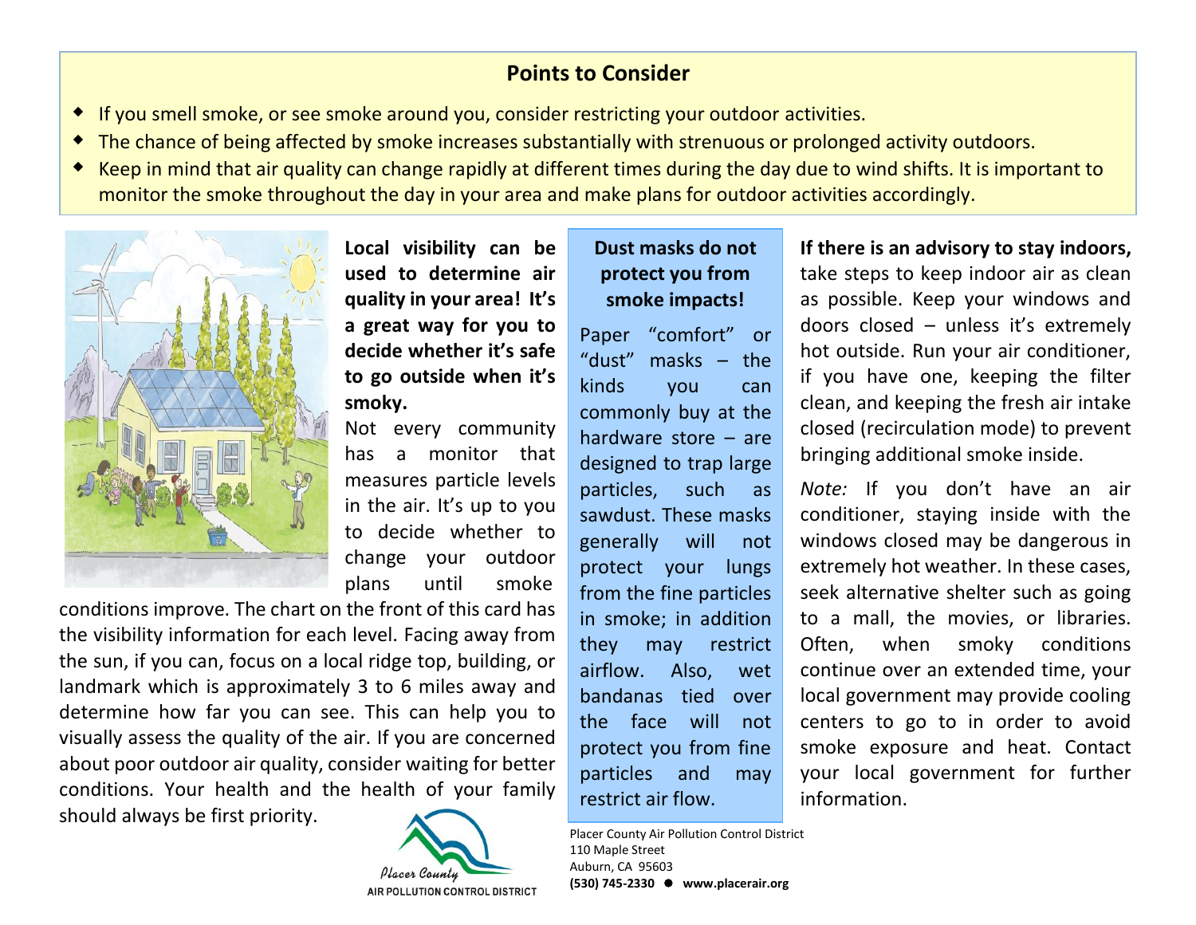## Points to Consider

- If you smell smoke, or see smoke around you, consider restricting your outdoor activities.
- The chance of being affected by smoke increases substantially with strenuous or prolonged activity outdoors.
- Keep in mind that air quality can change rapidly at different times during the day due to wind shifts. It is important to monitor the smoke throughout the day in your area and make plans for outdoor activities accordingly.

**Local visibility can be used to determine air quality in your area! It's a great way for you to decide whether it's safe to go outside when it's smoky.**

Not every community has a monitor that measures particle levels in the air. It's up to you to decide whether to change your outdoor plans until smoke conditions improve. The chart on the front of this card has the visibility information for each level. Facing away from the sun, if you can, focus on a local ridge top, building, or landmark which is approximately 3 to 6 miles away and determine how far you can see. This can help you to visually assess the quality of the air. If you are concerned about poor outdoor air quality, consider waiting for better conditions. Your health and the health of your family should always be first priority.

**Dust masks do not protect you from smoke impacts!**

Paper "comfort" or "dust" masks – the kinds you can commonly buy at the hardware store – are designed to trap large particles, such as sawdust. These masks generally will not protect your lungs from the fine particles in smoke; in addition they may restrict airflow. Also, wet bandanas tied over the face will not protect you from fine particles and may restrict air flow.

**If there is an advisory to stay indoors,** take steps to keep indoor air as clean as possible. Keep your windows and doors closed – unless it's extremely hot outside. Run your air conditioner, if you have one, keeping the filter clean, and keeping the fresh air intake closed (recirculation mode) to prevent bringing additional smoke inside.

*Note:* If you don't have an air conditioner, staying inside with the windows closed may be dangerous in extremely hot weather. In these cases, seek alternative shelter such as going to a mall, the movies, or libraries. Often, when smoky conditions continue over an extended time, your local government may provide cooling centers to go to in order to avoid smoke exposure and heat. Contact your local government for further information.

Placer County
AIR POLLUTION CONTROL DISTRICT

Placer County Air Pollution Control District
110 Maple Street
Auburn, CA 95603
**(530) 745-2330 ● www.placerair.org**